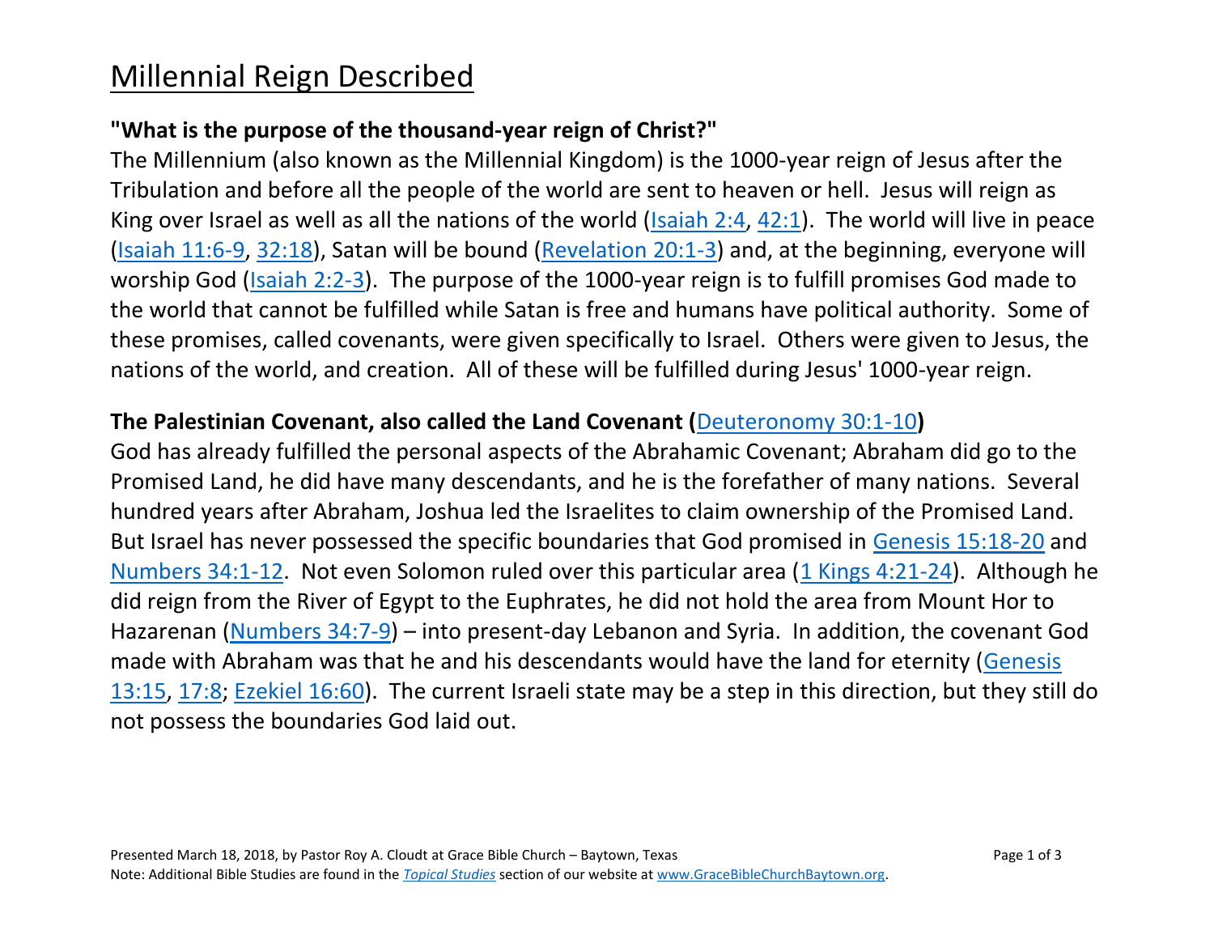# Millennial Reign Described

**"What is the purpose of the thousand-year reign of Christ?"**

The Millennium (also known as the Millennial Kingdom) is the 1000-year reign of Jesus after the Tribulation and before all the people of the world are sent to heaven or hell. Jesus will reign as King over Israel as well as all the nations of the world (Isaiah 2:4, 42:1). The world will live in peace (Isaiah 11:6-9, 32:18), Satan will be bound (Revelation 20:1-3) and, at the beginning, everyone will worship God (Isaiah 2:2-3). The purpose of the 1000-year reign is to fulfill promises God made to the world that cannot be fulfilled while Satan is free and humans have political authority. Some of these promises, called covenants, were given specifically to Israel. Others were given to Jesus, the nations of the world, and creation. All of these will be fulfilled during Jesus' 1000-year reign.

**The Palestinian Covenant, also called the Land Covenant (Deuteronomy 30:1-10)**

God has already fulfilled the personal aspects of the Abrahamic Covenant; Abraham did go to the Promised Land, he did have many descendants, and he is the forefather of many nations. Several hundred years after Abraham, Joshua led the Israelites to claim ownership of the Promised Land. But Israel has never possessed the specific boundaries that God promised in Genesis 15:18-20 and Numbers 34:1-12. Not even Solomon ruled over this particular area (1 Kings 4:21-24). Although he did reign from the River of Egypt to the Euphrates, he did not hold the area from Mount Hor to Hazarenan (Numbers 34:7-9) – into present-day Lebanon and Syria. In addition, the covenant God made with Abraham was that he and his descendants would have the land for eternity (Genesis 13:15, 17:8; Ezekiel 16:60). The current Israeli state may be a step in this direction, but they still do not possess the boundaries God laid out.

Presented March 18, 2018, by Pastor Roy A. Cloudt at Grace Bible Church – Baytown, Texas
Note: Additional Bible Studies are found in the *Topical Studies* section of our website at www.GraceBibleChurchBaytown.org.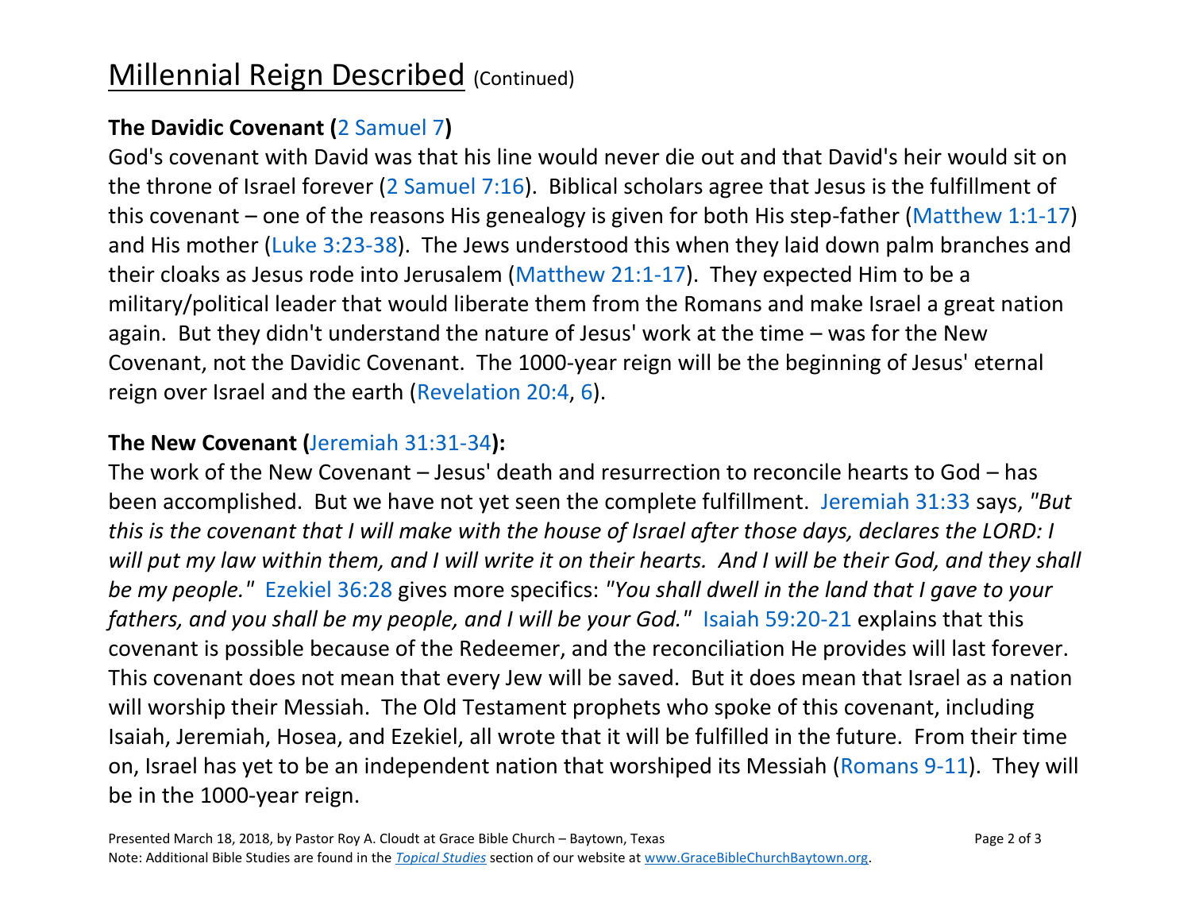# Millennial Reign Described (Continued)

**The Davidic Covenant (2 Samuel 7)**

God's covenant with David was that his line would never die out and that David's heir would sit on the throne of Israel forever (2 Samuel 7:16). Biblical scholars agree that Jesus is the fulfillment of this covenant – one of the reasons His genealogy is given for both His step-father (Matthew 1:1-17) and His mother (Luke 3:23-38). The Jews understood this when they laid down palm branches and their cloaks as Jesus rode into Jerusalem (Matthew 21:1-17). They expected Him to be a military/political leader that would liberate them from the Romans and make Israel a great nation again. But they didn't understand the nature of Jesus' work at the time – was for the New Covenant, not the Davidic Covenant. The 1000-year reign will be the beginning of Jesus' eternal reign over Israel and the earth (Revelation 20:4, 6).

**The New Covenant (Jeremiah 31:31-34):**

The work of the New Covenant – Jesus' death and resurrection to reconcile hearts to God – has been accomplished. But we have not yet seen the complete fulfillment. Jeremiah 31:33 says, *"But this is the covenant that I will make with the house of Israel after those days, declares the LORD: I will put my law within them, and I will write it on their hearts. And I will be their God, and they shall be my people."* Ezekiel 36:28 gives more specifics: *"You shall dwell in the land that I gave to your fathers, and you shall be my people, and I will be your God."* Isaiah 59:20-21 explains that this covenant is possible because of the Redeemer, and the reconciliation He provides will last forever. This covenant does not mean that every Jew will be saved. But it does mean that Israel as a nation will worship their Messiah. The Old Testament prophets who spoke of this covenant, including Isaiah, Jeremiah, Hosea, and Ezekiel, all wrote that it will be fulfilled in the future. From their time on, Israel has yet to be an independent nation that worshiped its Messiah (Romans 9-11). They will be in the 1000-year reign.

Presented March 18, 2018, by Pastor Roy A. Cloudt at Grace Bible Church – Baytown, Texas

Note: Additional Bible Studies are found in the *Topical Studies* section of our website at www.GraceBibleChurchBaytown.org.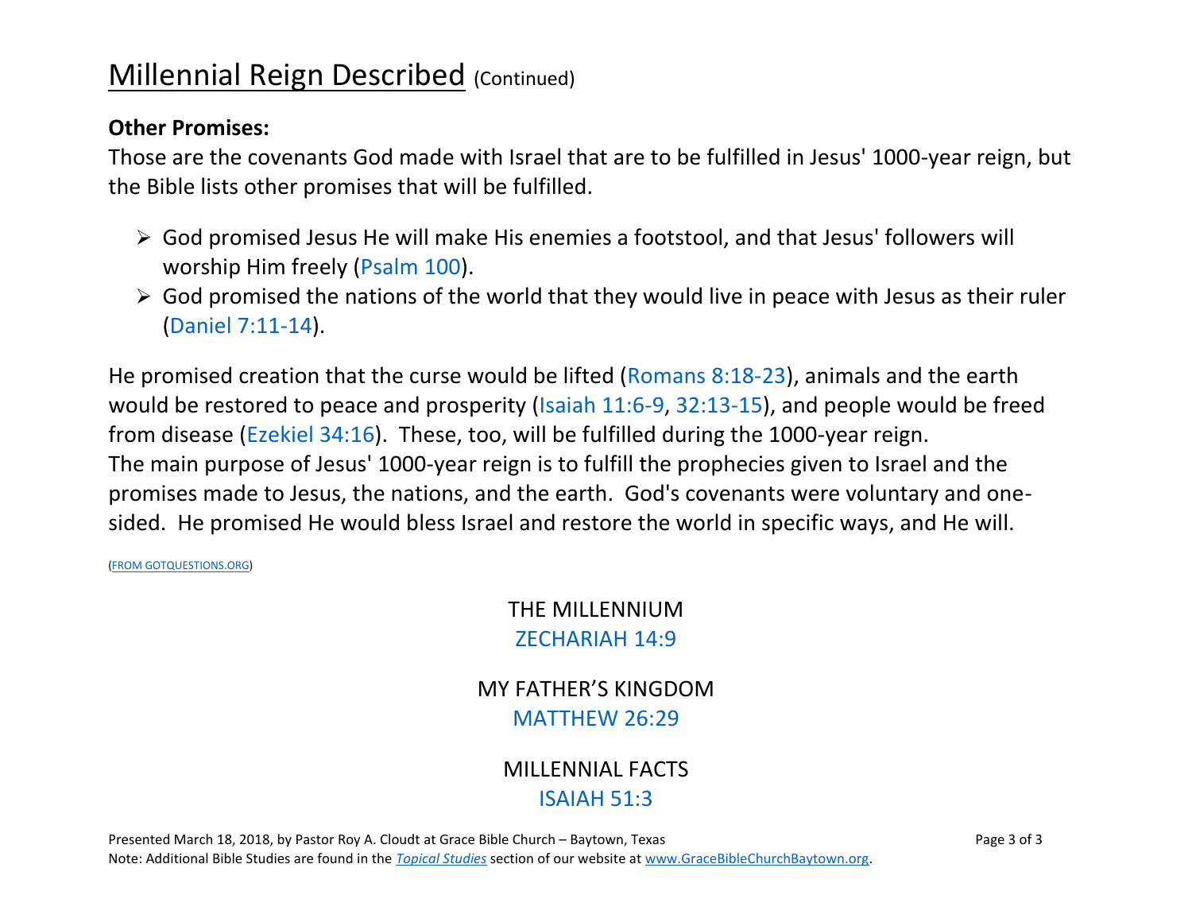# Millennial Reign Described (Continued)

**Other Promises:**

Those are the covenants God made with Israel that are to be fulfilled in Jesus' 1000-year reign, but the Bible lists other promises that will be fulfilled.

- God promised Jesus He will make His enemies a footstool, and that Jesus' followers will worship Him freely (Psalm 100).
- God promised the nations of the world that they would live in peace with Jesus as their ruler (Daniel 7:11-14).

He promised creation that the curse would be lifted (Romans 8:18-23), animals and the earth would be restored to peace and prosperity (Isaiah 11:6-9, 32:13-15), and people would be freed from disease (Ezekiel 34:16). These, too, will be fulfilled during the 1000-year reign.
The main purpose of Jesus' 1000-year reign is to fulfill the prophecies given to Israel and the promises made to Jesus, the nations, and the earth. God's covenants were voluntary and one-sided. He promised He would bless Israel and restore the world in specific ways, and He will.

(FROM GOTQUESTIONS.ORG)

THE MILLENNIUM
ZECHARIAH 14:9

MY FATHER'S KINGDOM
MATTHEW 26:29

MILLENNIAL FACTS
ISAIAH 51:3

Presented March 18, 2018, by Pastor Roy A. Cloudt at Grace Bible Church – Baytown, Texas
Note: Additional Bible Studies are found in the *Topical Studies* section of our website at www.GraceBibleChurchBaytown.org.